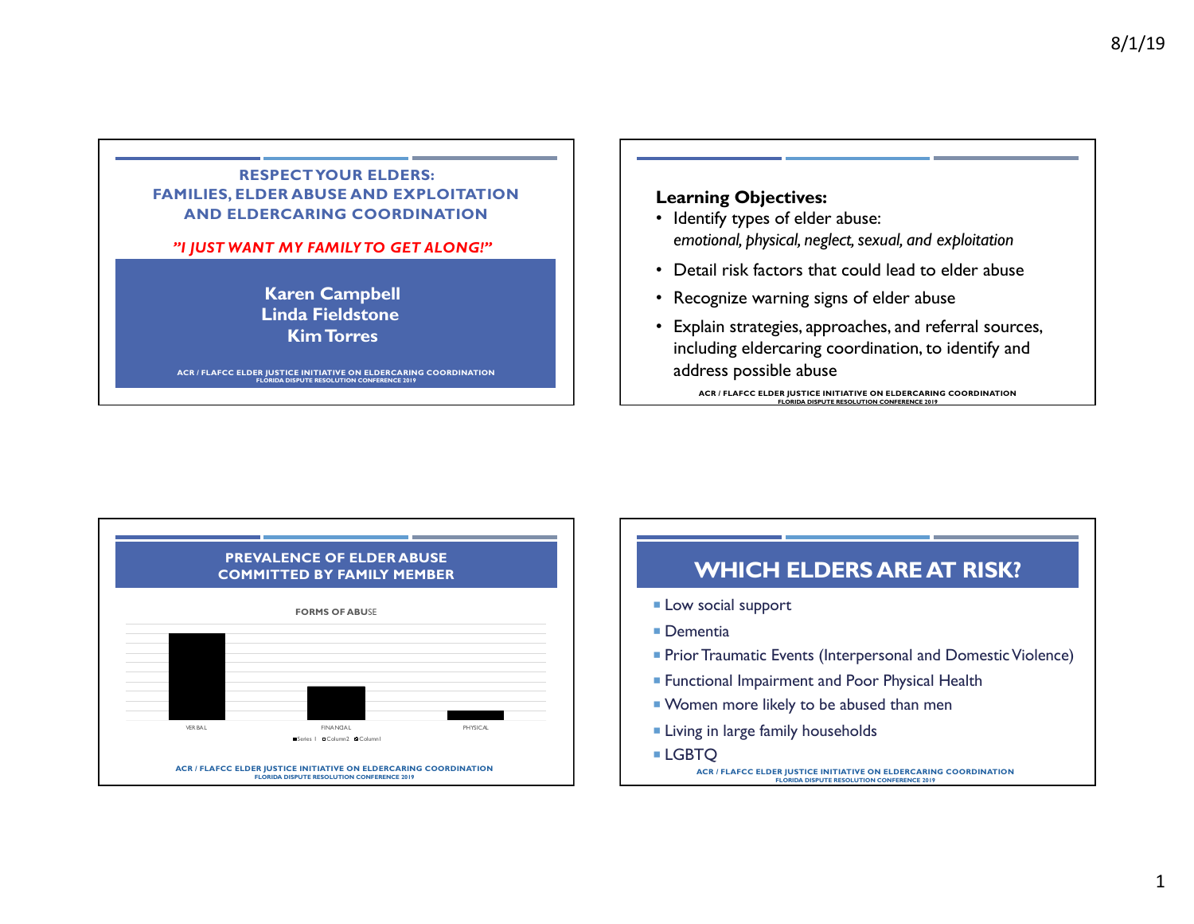## RESPECT YOUR ELDERS: FAMILIES, ELDER ABUSE AND EXPLOITATION AND ELDERCARING COORDINATION

*"I JUST WANT MY FAMILY TO GET ALONG!"*

**Karen Campbell**
**Linda Fieldstone**
**Kim Torres**

ACR / FLAFCC ELDER JUSTICE INITIATIVE ON ELDERCARING COORDINATION
FLORIDA DISPUTE RESOLUTION CONFERENCE 2019

---

**Learning Objectives:**

- Identify types of elder abuse:
  *emotional, physical, neglect, sexual, and exploitation*
- Detail risk factors that could lead to elder abuse
- Recognize warning signs of elder abuse
- Explain strategies, approaches, and referral sources, including eldercaring coordination, to identify and address possible abuse

ACR / FLAFCC ELDER JUSTICE INITIATIVE ON ELDERCARING COORDINATION
FLORIDA DISPUTE RESOLUTION CONFERENCE 2019

---

## PREVALENCE OF ELDER ABUSE COMMITTED BY FAMILY MEMBER

FORMS OF ABUSE

VERBAL | FINANCIAL | PHYSICAL

Series 1 | Column2 | Column1

ACR / FLAFCC ELDER JUSTICE INITIATIVE ON ELDERCARING COORDINATION
FLORIDA DISPUTE RESOLUTION CONFERENCE 2019

---

## WHICH ELDERS ARE AT RISK?

- Low social support
- Dementia
- Prior Traumatic Events (Interpersonal and Domestic Violence)
- Functional Impairment and Poor Physical Health
- Women more likely to be abused than men
- Living in large family households
- LGBTQ

ACR / FLAFCC ELDER JUSTICE INITIATIVE ON ELDERCARING COORDINATION
FLORIDA DISPUTE RESOLUTION CONFERENCE 2019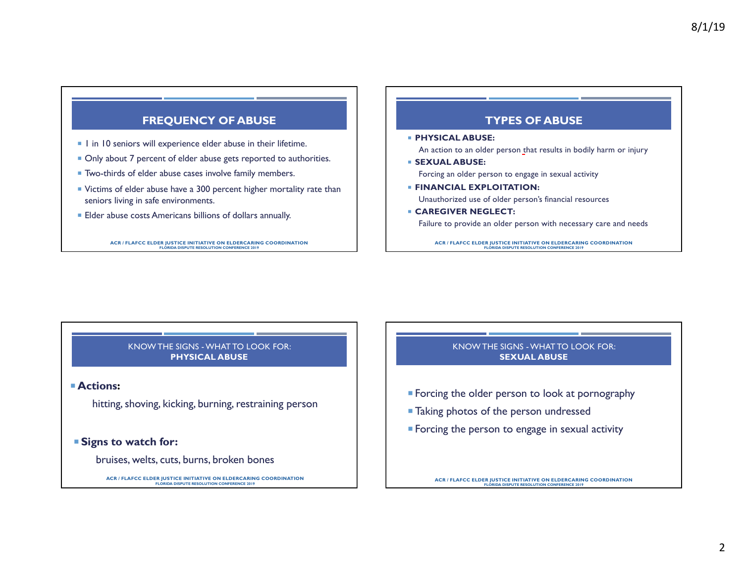## FREQUENCY OF ABUSE

- 1 in 10 seniors will experience elder abuse in their lifetime.
- Only about 7 percent of elder abuse gets reported to authorities.
- Two-thirds of elder abuse cases involve family members.
- Victims of elder abuse have a 300 percent higher mortality rate than seniors living in safe environments.
- Elder abuse costs Americans billions of dollars annually.

ACR / FLAFCC ELDER JUSTICE INITIATIVE ON ELDERCARING COORDINATION
FLORIDA DISPUTE RESOLUTION CONFERENCE 2019

## TYPES OF ABUSE

- **PHYSICAL ABUSE:**
  An action to an older person that results in bodily harm or injury
- **SEXUAL ABUSE:**
  Forcing an older person to engage in sexual activity
- **FINANCIAL EXPLOITATION:**
  Unauthorized use of older person's financial resources
- **CAREGIVER NEGLECT:**
  Failure to provide an older person with necessary care and needs

ACR / FLAFCC ELDER JUSTICE INITIATIVE ON ELDERCARING COORDINATION
FLORIDA DISPUTE RESOLUTION CONFERENCE 2019

## KNOW THE SIGNS - WHAT TO LOOK FOR: **PHYSICAL ABUSE**

- **Actions:**
  hitting, shoving, kicking, burning, restraining person
- **Signs to watch for:**
  bruises, welts, cuts, burns, broken bones

ACR / FLAFCC ELDER JUSTICE INITIATIVE ON ELDERCARING COORDINATION
FLORIDA DISPUTE RESOLUTION CONFERENCE 2019

## KNOW THE SIGNS - WHAT TO LOOK FOR: **SEXUAL ABUSE**

- Forcing the older person to look at pornography
- Taking photos of the person undressed
- Forcing the person to engage in sexual activity

ACR / FLAFCC ELDER JUSTICE INITIATIVE ON ELDERCARING COORDINATION
FLORIDA DISPUTE RESOLUTION CONFERENCE 2019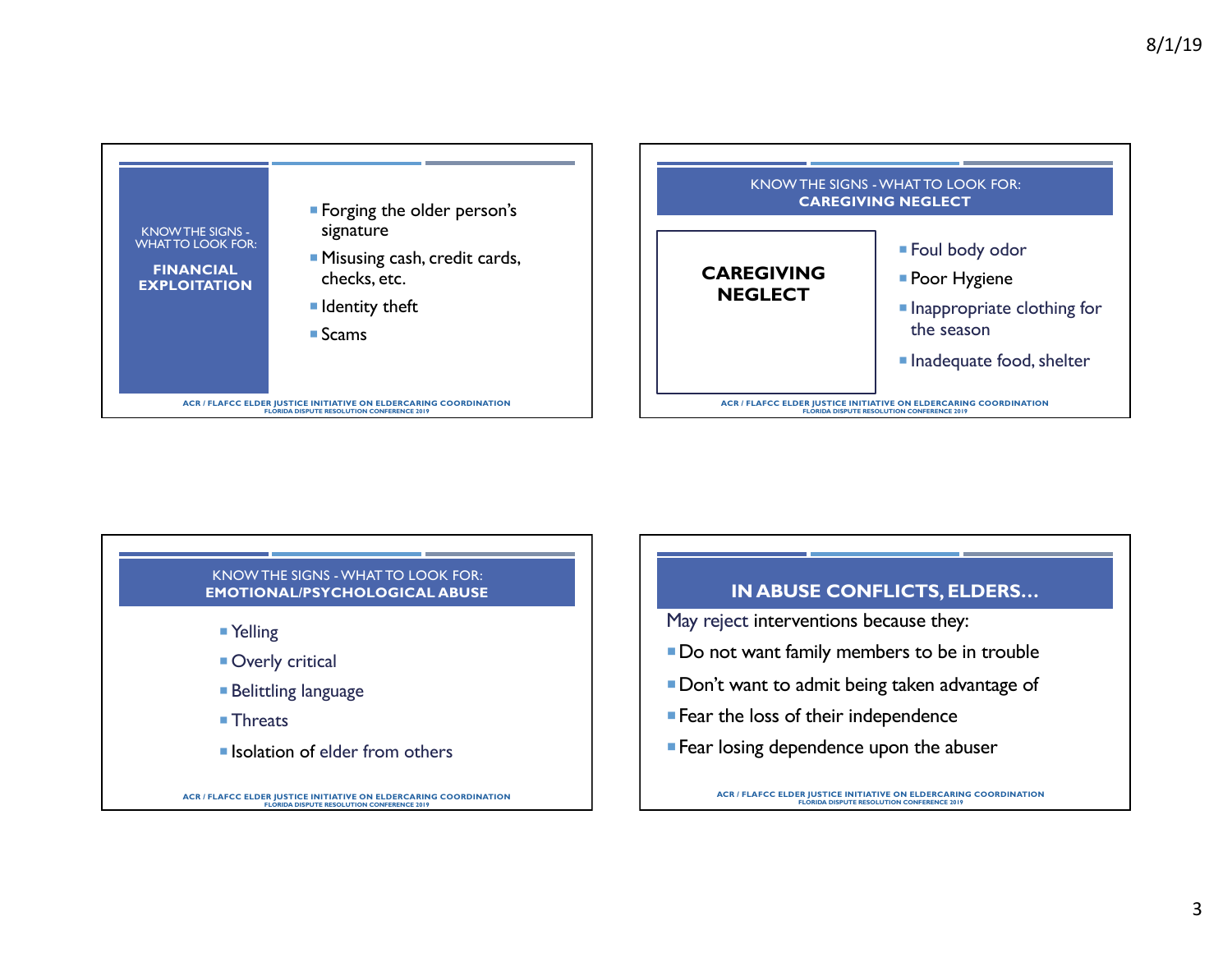## KNOW THE SIGNS - WHAT TO LOOK FOR: FINANCIAL EXPLOITATION

- Forging the older person's signature
- Misusing cash, credit cards, checks, etc.
- Identity theft
- Scams

ACR / FLAFCC ELDER JUSTICE INITIATIVE ON ELDERCARING COORDINATION
FLORIDA DISPUTE RESOLUTION CONFERENCE 2019

## KNOW THE SIGNS - WHAT TO LOOK FOR: CAREGIVING NEGLECT

**CAREGIVING NEGLECT**

- Foul body odor
- Poor Hygiene
- Inappropriate clothing for the season
- Inadequate food, shelter

ACR / FLAFCC ELDER JUSTICE INITIATIVE ON ELDERCARING COORDINATION
FLORIDA DISPUTE RESOLUTION CONFERENCE 2019

## KNOW THE SIGNS - WHAT TO LOOK FOR: EMOTIONAL/PSYCHOLOGICAL ABUSE

- Yelling
- Overly critical
- Belittling language
- Threats
- Isolation of elder from others

ACR / FLAFCC ELDER JUSTICE INITIATIVE ON ELDERCARING COORDINATION
FLORIDA DISPUTE RESOLUTION CONFERENCE 2019

## IN ABUSE CONFLICTS, ELDERS…

May reject interventions because they:

- Do not want family members to be in trouble
- Don't want to admit being taken advantage of
- Fear the loss of their independence
- Fear losing dependence upon the abuser

ACR / FLAFCC ELDER JUSTICE INITIATIVE ON ELDERCARING COORDINATION
FLORIDA DISPUTE RESOLUTION CONFERENCE 2019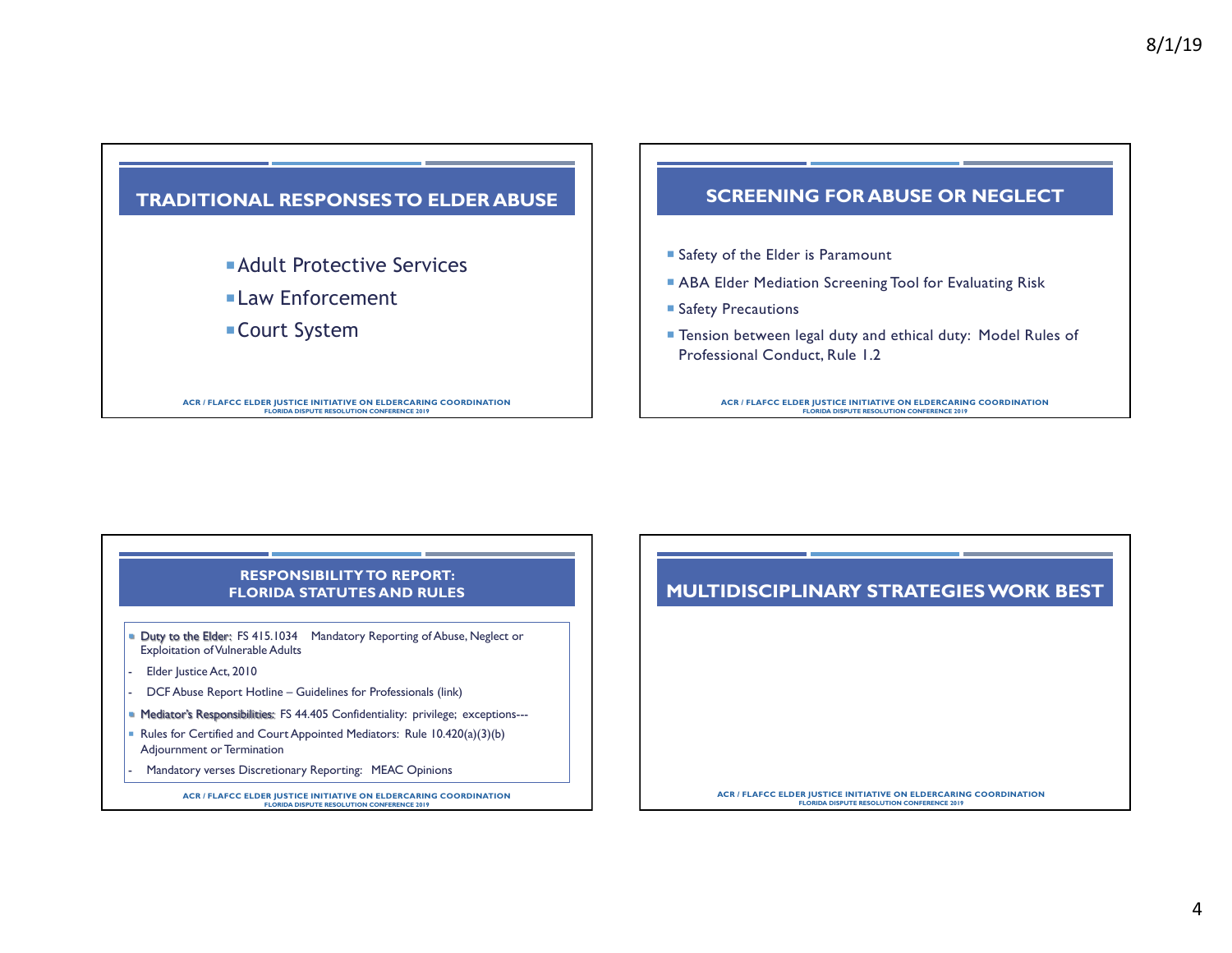## TRADITIONAL RESPONSES TO ELDER ABUSE

- Adult Protective Services
- Law Enforcement
- Court System

ACR / FLAFCC ELDER JUSTICE INITIATIVE ON ELDERCARING COORDINATION
FLORIDA DISPUTE RESOLUTION CONFERENCE 2019

## SCREENING FOR ABUSE OR NEGLECT

- Safety of the Elder is Paramount
- ABA Elder Mediation Screening Tool for Evaluating Risk
- Safety Precautions
- Tension between legal duty and ethical duty: Model Rules of Professional Conduct, Rule 1.2

ACR / FLAFCC ELDER JUSTICE INITIATIVE ON ELDERCARING COORDINATION
FLORIDA DISPUTE RESOLUTION CONFERENCE 2019

## RESPONSIBILITY TO REPORT: FLORIDA STATUTES AND RULES

- Duty to the Elder: FS 415.1034 Mandatory Reporting of Abuse, Neglect or Exploitation of Vulnerable Adults
  - Elder Justice Act, 2010
  - DCF Abuse Report Hotline – Guidelines for Professionals (link)
- Mediator's Responsibilities: FS 44.405 Confidentiality: privilege; exceptions---
- Rules for Certified and Court Appointed Mediators: Rule 10.420(a)(3)(b) Adjournment or Termination
  - Mandatory verses Discretionary Reporting: MEAC Opinions

ACR / FLAFCC ELDER JUSTICE INITIATIVE ON ELDERCARING COORDINATION
FLORIDA DISPUTE RESOLUTION CONFERENCE 2019

## MULTIDISCIPLINARY STRATEGIES WORK BEST

ACR / FLAFCC ELDER JUSTICE INITIATIVE ON ELDERCARING COORDINATION
FLORIDA DISPUTE RESOLUTION CONFERENCE 2019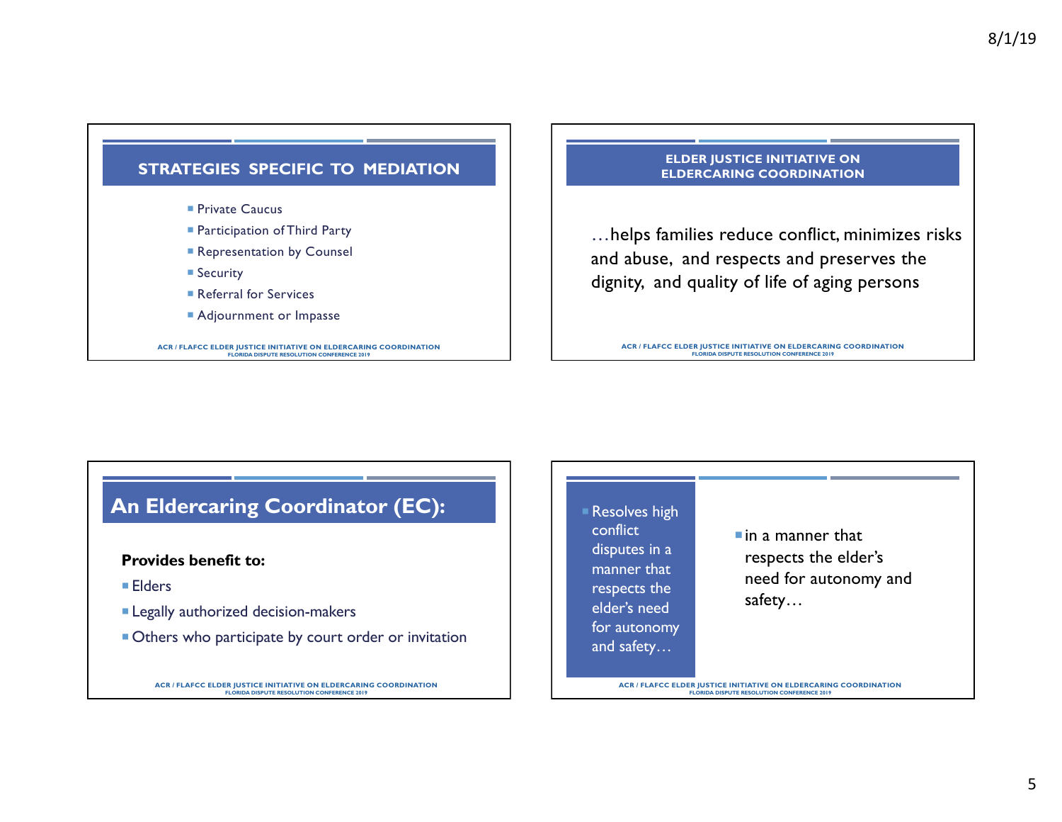## STRATEGIES SPECIFIC TO MEDIATION

- Private Caucus
- Participation of Third Party
- Representation by Counsel
- Security
- Referral for Services
- Adjournment or Impasse

ACR / FLAFCC ELDER JUSTICE INITIATIVE ON ELDERCARING COORDINATION
FLORIDA DISPUTE RESOLUTION CONFERENCE 2019

## ELDER JUSTICE INITIATIVE ON ELDERCARING COORDINATION

…helps families reduce conflict, minimizes risks and abuse, and respects and preserves the dignity, and quality of life of aging persons

ACR / FLAFCC ELDER JUSTICE INITIATIVE ON ELDERCARING COORDINATION
FLORIDA DISPUTE RESOLUTION CONFERENCE 2019

## An Eldercaring Coordinator (EC):

**Provides benefit to:**

- Elders
- Legally authorized decision-makers
- Others who participate by court order or invitation

ACR / FLAFCC ELDER JUSTICE INITIATIVE ON ELDERCARING COORDINATION
FLORIDA DISPUTE RESOLUTION CONFERENCE 2019

- Resolves high conflict disputes in a manner that respects the elder's need for autonomy and safety…

- in a manner that respects the elder's need for autonomy and safety…

ACR / FLAFCC ELDER JUSTICE INITIATIVE ON ELDERCARING COORDINATION
FLORIDA DISPUTE RESOLUTION CONFERENCE 2019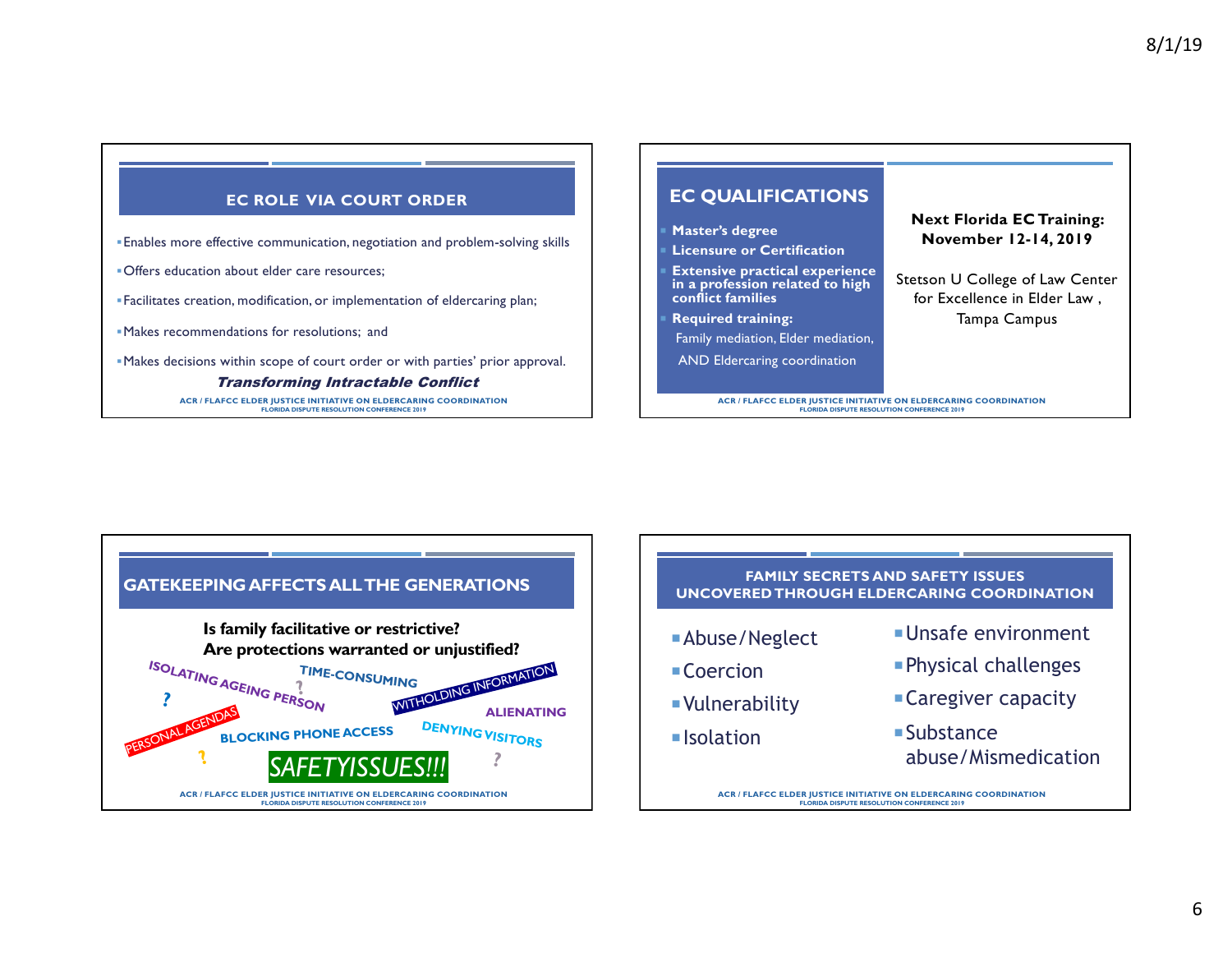## EC ROLE VIA COURT ORDER

- Enables more effective communication, negotiation and problem-solving skills
- Offers education about elder care resources;
- Facilitates creation, modification, or implementation of eldercaring plan;
- Makes recommendations for resolutions; and
- Makes decisions within scope of court order or with parties' prior approval.

***Transforming Intractable Conflict***

ACR / FLAFCC ELDER JUSTICE INITIATIVE ON ELDERCARING COORDINATION
FLORIDA DISPUTE RESOLUTION CONFERENCE 2019

## EC QUALIFICATIONS

- **Master's degree**
- **Licensure or Certification**
- **Extensive practical experience in a profession related to high conflict families**
- **Required training:**
  Family mediation, Elder mediation, AND Eldercaring coordination

**Next Florida EC Training: November 12-14, 2019**

Stetson U College of Law Center for Excellence in Elder Law , Tampa Campus

ACR / FLAFCC ELDER JUSTICE INITIATIVE ON ELDERCARING COORDINATION
FLORIDA DISPUTE RESOLUTION CONFERENCE 2019

## GATEKEEPING AFFECTS ALL THE GENERATIONS

**Is family facilitative or restrictive?**
**Are protections warranted or unjustified?**

ISOLATING AGEING PERSON ? TIME-CONSUMING ? WITHOLDING INFORMATION ALIENATING PERSONAL AGENDAS BLOCKING PHONE ACCESS DENYING VISITORS ? SAFETYISSUES!!! ?

ACR / FLAFCC ELDER JUSTICE INITIATIVE ON ELDERCARING COORDINATION
FLORIDA DISPUTE RESOLUTION CONFERENCE 2019

## FAMILY SECRETS AND SAFETY ISSUES UNCOVERED THROUGH ELDERCARING COORDINATION

- Abuse/Neglect
- Coercion
- Vulnerability
- Isolation
- Unsafe environment
- Physical challenges
- Caregiver capacity
- Substance abuse/Mismedication

ACR / FLAFCC ELDER JUSTICE INITIATIVE ON ELDERCARING COORDINATION
FLORIDA DISPUTE RESOLUTION CONFERENCE 2019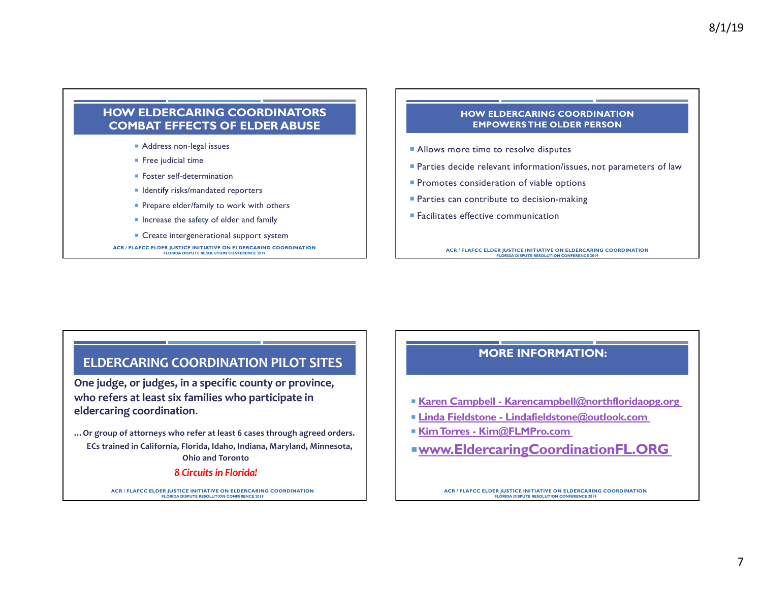## HOW ELDERCARING COORDINATORS COMBAT EFFECTS OF ELDER ABUSE

- Address non-legal issues
- Free judicial time
- Foster self-determination
- Identify risks/mandated reporters
- Prepare elder/family to work with others
- Increase the safety of elder and family
- Create intergenerational support system

ACR / FLAFCC ELDER JUSTICE INITIATIVE ON ELDERCARING COORDINATION
FLORIDA DISPUTE RESOLUTION CONFERENCE 2019

## HOW ELDERCARING COORDINATION EMPOWERS THE OLDER PERSON

- Allows more time to resolve disputes
- Parties decide relevant information/issues, not parameters of law
- Promotes consideration of viable options
- Parties can contribute to decision-making
- Facilitates effective communication

ACR / FLAFCC ELDER JUSTICE INITIATIVE ON ELDERCARING COORDINATION
FLORIDA DISPUTE RESOLUTION CONFERENCE 2019

## ELDERCARING COORDINATION PILOT SITES

**One judge, or judges, in a specific county or province, who refers at least six families who participate in eldercaring coordination.**

**… Or group of attorneys who refer at least 6 cases through agreed orders.**

**ECs trained in California, Florida, Idaho, Indiana, Maryland, Minnesota, Ohio and Toronto**

***8 Circuits in Florida!***

ACR / FLAFCC ELDER JUSTICE INITIATIVE ON ELDERCARING COORDINATION
FLORIDA DISPUTE RESOLUTION CONFERENCE 2019

## MORE INFORMATION:

- Karen Campbell - Karencampbell@northfloridaopg.org
- Linda Fieldstone - Lindafieldstone@outlook.com
- Kim Torres - Kim@FLMPro.com
- www.EldercaringCoordinationFL.ORG

ACR / FLAFCC ELDER JUSTICE INITIATIVE ON ELDERCARING COORDINATION
FLORIDA DISPUTE RESOLUTION CONFERENCE 2019